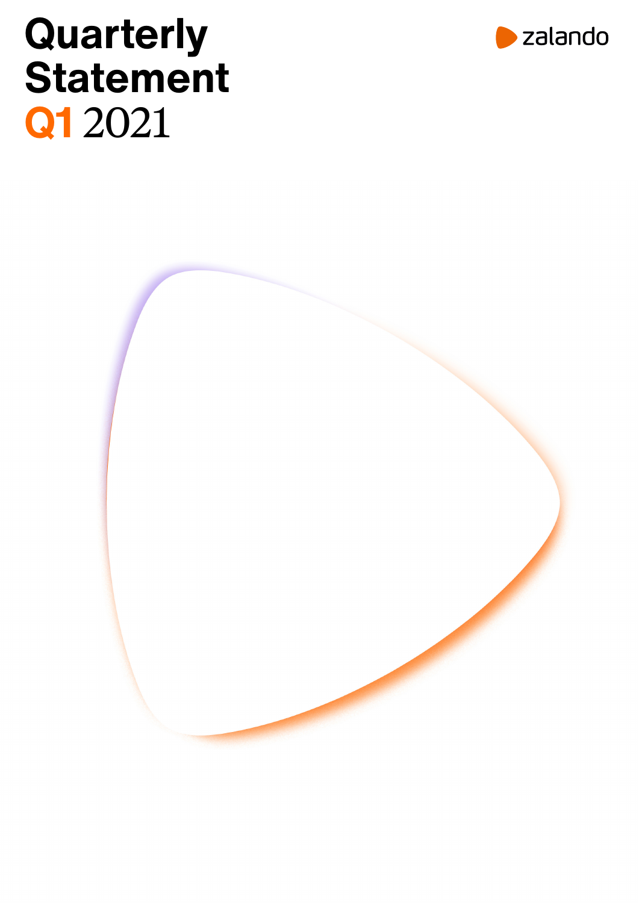# Quarterly Statement Q1 2021

zalando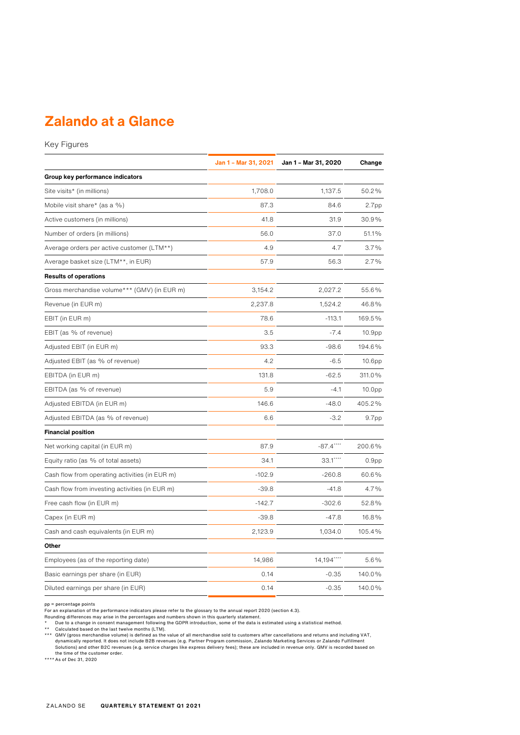# Zalando at a Glance

Key Figures

| | Jan 1 – Mar 31, 2021 | Jan 1 – Mar 31, 2020 | Change |
|---|---|---|---|
| **Group key performance indicators** | | | |
| Site visits* (in millions) | 1,708.0 | 1,137.5 | 50.2% |
| Mobile visit share* (as a %) | 87.3 | 84.6 | 2.7pp |
| Active customers (in millions) | 41.8 | 31.9 | 30.9% |
| Number of orders (in millions) | 56.0 | 37.0 | 51.1% |
| Average orders per active customer (LTM**) | 4.9 | 4.7 | 3.7% |
| Average basket size (LTM**, in EUR) | 57.9 | 56.3 | 2.7% |
| **Results of operations** | | | |
| Gross merchandise volume*** (GMV) (in EUR m) | 3,154.2 | 2,027.2 | 55.6% |
| Revenue (in EUR m) | 2,237.8 | 1,524.2 | 46.8% |
| EBIT (in EUR m) | 78.6 | -113.1 | 169.5% |
| EBIT (as % of revenue) | 3.5 | -7.4 | 10.9pp |
| Adjusted EBIT (in EUR m) | 93.3 | -98.6 | 194.6% |
| Adjusted EBIT (as % of revenue) | 4.2 | -6.5 | 10.6pp |
| EBITDA (in EUR m) | 131.8 | -62.5 | 311.0% |
| EBITDA (as % of revenue) | 5.9 | -4.1 | 10.0pp |
| Adjusted EBITDA (in EUR m) | 146.6 | -48.0 | 405.2% |
| Adjusted EBITDA (as % of revenue) | 6.6 | -3.2 | 9.7pp |
| **Financial position** | | | |
| Net working capital (in EUR m) | 87.9 | -87.4**** | 200.6% |
| Equity ratio (as % of total assets) | 34.1 | 33.1**** | 0.9pp |
| Cash flow from operating activities (in EUR m) | -102.9 | -260.8 | 60.6% |
| Cash flow from investing activities (in EUR m) | -39.8 | -41.8 | 4.7% |
| Free cash flow (in EUR m) | -142.7 | -302.6 | 52.8% |
| Capex (in EUR m) | -39.8 | -47.8 | 16.8% |
| Cash and cash equivalents (in EUR m) | 2,123.9 | 1,034.0 | 105.4% |
| **Other** | | | |
| Employees (as of the reporting date) | 14,986 | 14,194**** | 5.6% |
| Basic earnings per share (in EUR) | 0.14 | -0.35 | 140.0% |
| Diluted earnings per share (in EUR) | 0.14 | -0.35 | 140.0% |

pp = percentage points
For an explanation of the performance indicators please refer to the glossary to the annual report 2020 (section 4.3).
Rounding differences may arise in the percentages and numbers shown in this quarterly statement.
\* Due to a change in consent management following the GDPR introduction, some of the data is estimated using a statistical method.
\*\* Calculated based on the last twelve months (LTM).
\*\*\* GMV (gross merchandise volume) is defined as the value of all merchandise sold to customers after cancellations and returns and including VAT, dynamically reported. It does not include B2B revenues (e.g. Partner Program commission, Zalando Marketing Services or Zalando Fulfillment Solutions) and other B2C revenues (e.g. service charges like express delivery fees); these are included in revenue only. GMV is recorded based on the time of the customer order.
\*\*\*\* As of Dec 31, 2020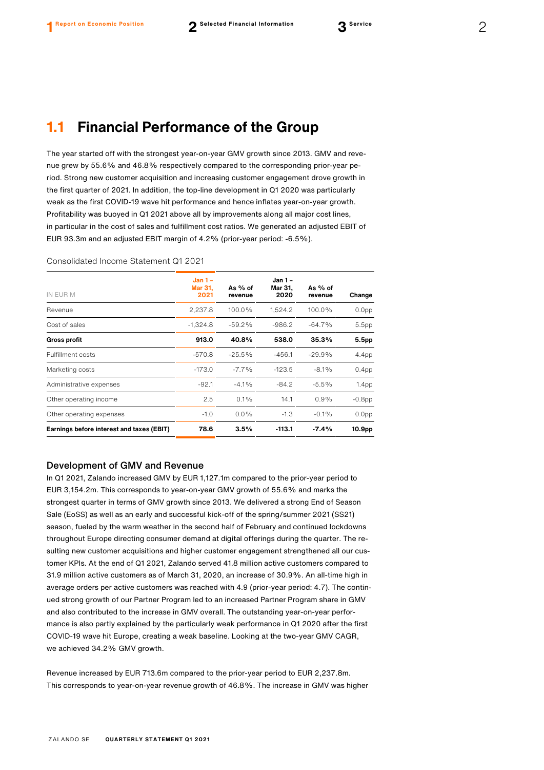## 1.1 Financial Performance of the Group

The year started off with the strongest year-on-year GMV growth since 2013. GMV and revenue grew by 55.6% and 46.8% respectively compared to the corresponding prior-year period. Strong new customer acquisition and increasing customer engagement drove growth in the first quarter of 2021. In addition, the top-line development in Q1 2020 was particularly weak as the first COVID-19 wave hit performance and hence inflates year-on-year growth. Profitability was buoyed in Q1 2021 above all by improvements along all major cost lines, in particular in the cost of sales and fulfillment cost ratios. We generated an adjusted EBIT of EUR 93.3m and an adjusted EBIT margin of 4.2% (prior-year period: -6.5%).

Consolidated Income Statement Q1 2021

| IN EUR M | Jan 1 – Mar 31, 2021 | As % of revenue | Jan 1 – Mar 31, 2020 | As % of revenue | Change |
|---|---|---|---|---|---|
| Revenue | 2,237.8 | 100.0% | 1,524.2 | 100.0% | 0.0pp |
| Cost of sales | -1,324.8 | -59.2% | -986.2 | -64.7% | 5.5pp |
| **Gross profit** | **913.0** | **40.8%** | **538.0** | **35.3%** | **5.5pp** |
| Fulfillment costs | -570.8 | -25.5% | -456.1 | -29.9% | 4.4pp |
| Marketing costs | -173.0 | -7.7% | -123.5 | -8.1% | 0.4pp |
| Administrative expenses | -92.1 | -4.1% | -84.2 | -5.5% | 1.4pp |
| Other operating income | 2.5 | 0.1% | 14.1 | 0.9% | -0.8pp |
| Other operating expenses | -1.0 | 0.0% | -1.3 | -0.1% | 0.0pp |
| **Earnings before interest and taxes (EBIT)** | **78.6** | **3.5%** | **-113.1** | **-7.4%** | **10.9pp** |

### Development of GMV and Revenue

In Q1 2021, Zalando increased GMV by EUR 1,127.1m compared to the prior-year period to EUR 3,154.2m. This corresponds to year-on-year GMV growth of 55.6% and marks the strongest quarter in terms of GMV growth since 2013. We delivered a strong End of Season Sale (EoSS) as well as an early and successful kick-off of the spring/summer 2021 (SS21) season, fueled by the warm weather in the second half of February and continued lockdowns throughout Europe directing consumer demand at digital offerings during the quarter. The resulting new customer acquisitions and higher customer engagement strengthened all our customer KPIs. At the end of Q1 2021, Zalando served 41.8 million active customers compared to 31.9 million active customers as of March 31, 2020, an increase of 30.9%. An all-time high in average orders per active customers was reached with 4.9 (prior-year period: 4.7). The continued strong growth of our Partner Program led to an increased Partner Program share in GMV and also contributed to the increase in GMV overall. The outstanding year-on-year performance is also partly explained by the particularly weak performance in Q1 2020 after the first COVID-19 wave hit Europe, creating a weak baseline. Looking at the two-year GMV CAGR, we achieved 34.2% GMV growth.

Revenue increased by EUR 713.6m compared to the prior-year period to EUR 2,237.8m. This corresponds to year-on-year revenue growth of 46.8%. The increase in GMV was higher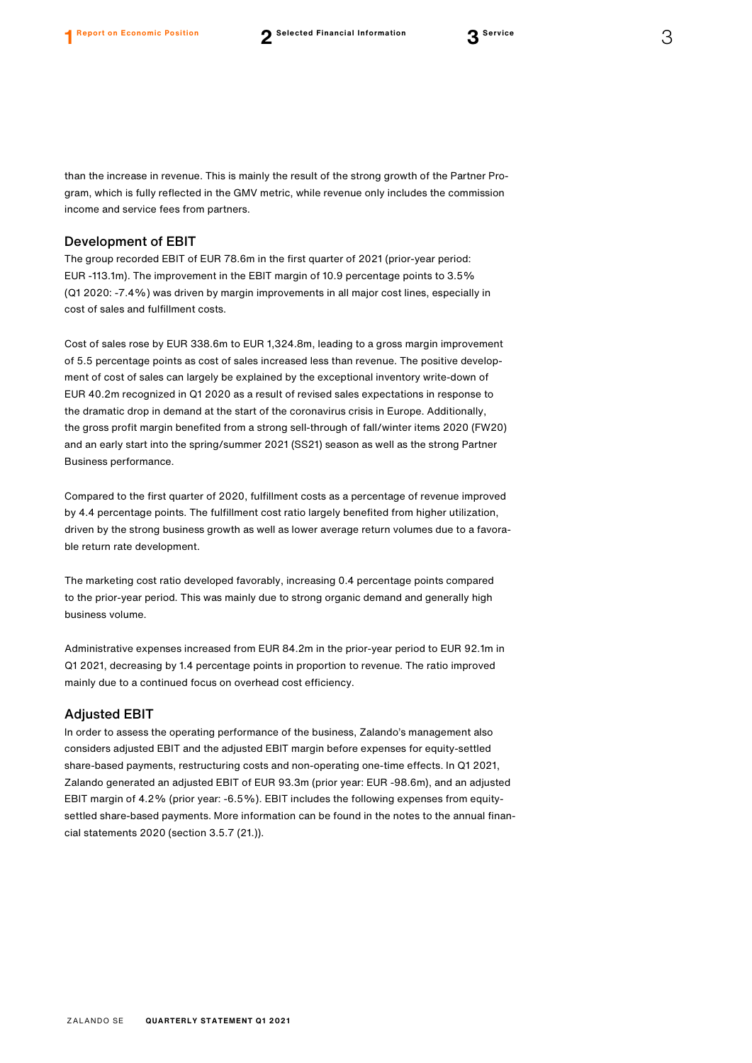than the increase in revenue. This is mainly the result of the strong growth of the Partner Program, which is fully reflected in the GMV metric, while revenue only includes the commission income and service fees from partners.

### Development of EBIT

The group recorded EBIT of EUR 78.6m in the first quarter of 2021 (prior-year period: EUR -113.1m). The improvement in the EBIT margin of 10.9 percentage points to 3.5% (Q1 2020: -7.4%) was driven by margin improvements in all major cost lines, especially in cost of sales and fulfillment costs.

Cost of sales rose by EUR 338.6m to EUR 1,324.8m, leading to a gross margin improvement of 5.5 percentage points as cost of sales increased less than revenue. The positive development of cost of sales can largely be explained by the exceptional inventory write-down of EUR 40.2m recognized in Q1 2020 as a result of revised sales expectations in response to the dramatic drop in demand at the start of the coronavirus crisis in Europe. Additionally, the gross profit margin benefited from a strong sell-through of fall/winter items 2020 (FW20) and an early start into the spring/summer 2021 (SS21) season as well as the strong Partner Business performance.

Compared to the first quarter of 2020, fulfillment costs as a percentage of revenue improved by 4.4 percentage points. The fulfillment cost ratio largely benefited from higher utilization, driven by the strong business growth as well as lower average return volumes due to a favorable return rate development.

The marketing cost ratio developed favorably, increasing 0.4 percentage points compared to the prior-year period. This was mainly due to strong organic demand and generally high business volume.

Administrative expenses increased from EUR 84.2m in the prior-year period to EUR 92.1m in Q1 2021, decreasing by 1.4 percentage points in proportion to revenue. The ratio improved mainly due to a continued focus on overhead cost efficiency.

### Adjusted EBIT

In order to assess the operating performance of the business, Zalando's management also considers adjusted EBIT and the adjusted EBIT margin before expenses for equity-settled share-based payments, restructuring costs and non-operating one-time effects. In Q1 2021, Zalando generated an adjusted EBIT of EUR 93.3m (prior year: EUR -98.6m), and an adjusted EBIT margin of 4.2% (prior year: -6.5%). EBIT includes the following expenses from equity-settled share-based payments. More information can be found in the notes to the annual financial statements 2020 (section 3.5.7 (21.)).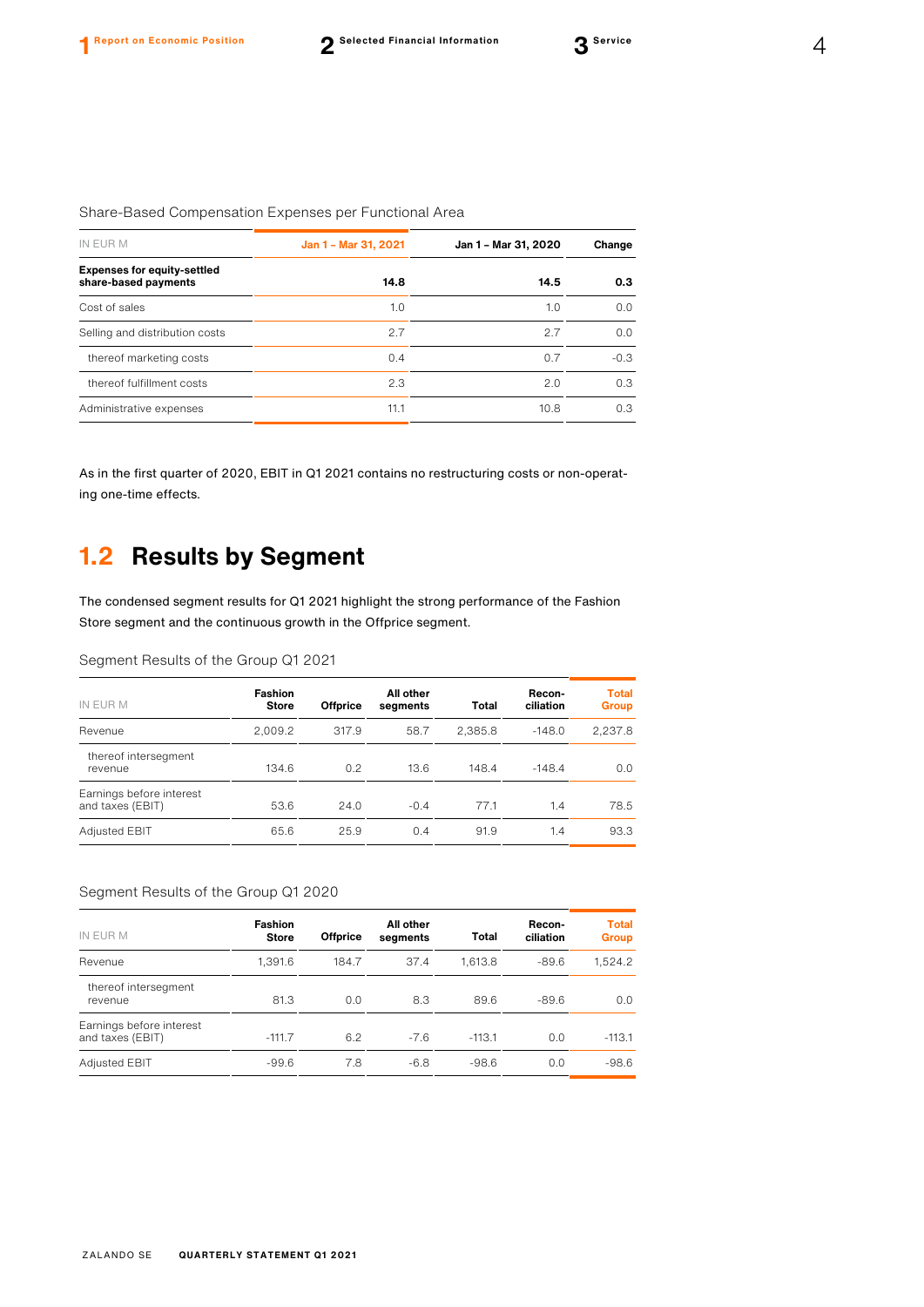Share-Based Compensation Expenses per Functional Area

| IN EUR M | Jan 1 – Mar 31, 2021 | Jan 1 – Mar 31, 2020 | Change |
|---|---|---|---|
| **Expenses for equity-settled share-based payments** | **14.8** | **14.5** | **0.3** |
| Cost of sales | 1.0 | 1.0 | 0.0 |
| Selling and distribution costs | 2.7 | 2.7 | 0.0 |
| thereof marketing costs | 0.4 | 0.7 | -0.3 |
| thereof fulfillment costs | 2.3 | 2.0 | 0.3 |
| Administrative expenses | 11.1 | 10.8 | 0.3 |

As in the first quarter of 2020, EBIT in Q1 2021 contains no restructuring costs or non-operating one-time effects.

## 1.2 Results by Segment

The condensed segment results for Q1 2021 highlight the strong performance of the Fashion Store segment and the continuous growth in the Offprice segment.

Segment Results of the Group Q1 2021

| IN EUR M | Fashion Store | Offprice | All other segments | Total | Recon-ciliation | Total Group |
|---|---|---|---|---|---|---|
| Revenue | 2,009.2 | 317.9 | 58.7 | 2,385.8 | -148.0 | 2,237.8 |
| thereof intersegment revenue | 134.6 | 0.2 | 13.6 | 148.4 | -148.4 | 0.0 |
| Earnings before interest and taxes (EBIT) | 53.6 | 24.0 | -0.4 | 77.1 | 1.4 | 78.5 |
| Adjusted EBIT | 65.6 | 25.9 | 0.4 | 91.9 | 1.4 | 93.3 |

Segment Results of the Group Q1 2020

| IN EUR M | Fashion Store | Offprice | All other segments | Total | Recon-ciliation | Total Group |
|---|---|---|---|---|---|---|
| Revenue | 1,391.6 | 184.7 | 37.4 | 1,613.8 | -89.6 | 1,524.2 |
| thereof intersegment revenue | 81.3 | 0.0 | 8.3 | 89.6 | -89.6 | 0.0 |
| Earnings before interest and taxes (EBIT) | -111.7 | 6.2 | -7.6 | -113.1 | 0.0 | -113.1 |
| Adjusted EBIT | -99.6 | 7.8 | -6.8 | -98.6 | 0.0 | -98.6 |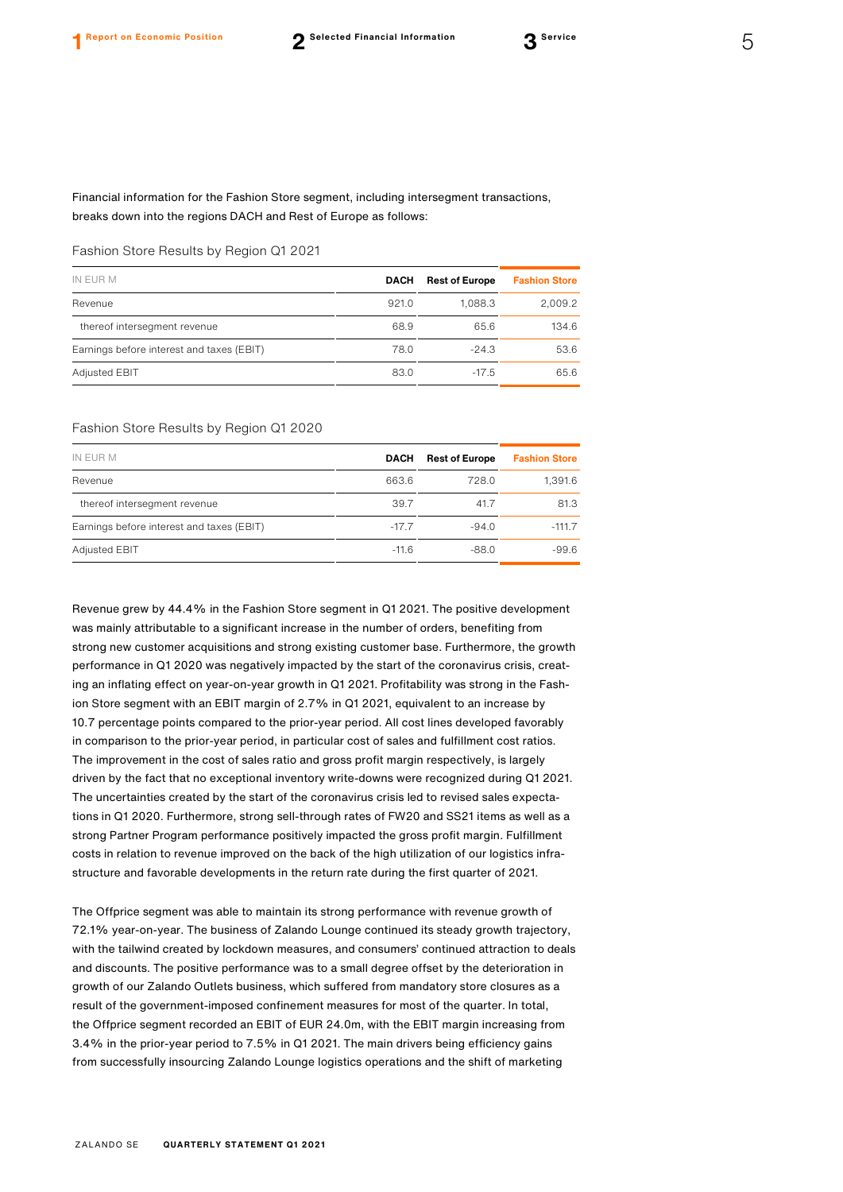Financial information for the Fashion Store segment, including intersegment transactions, breaks down into the regions DACH and Rest of Europe as follows:

Fashion Store Results by Region Q1 2021

| IN EUR M | DACH | Rest of Europe | Fashion Store |
|---|---|---|---|
| Revenue | 921.0 | 1,088.3 | 2,009.2 |
| thereof intersegment revenue | 68.9 | 65.6 | 134.6 |
| Earnings before interest and taxes (EBIT) | 78.0 | -24.3 | 53.6 |
| Adjusted EBIT | 83.0 | -17.5 | 65.6 |

Fashion Store Results by Region Q1 2020

| IN EUR M | DACH | Rest of Europe | Fashion Store |
|---|---|---|---|
| Revenue | 663.6 | 728.0 | 1,391.6 |
| thereof intersegment revenue | 39.7 | 41.7 | 81.3 |
| Earnings before interest and taxes (EBIT) | -17.7 | -94.0 | -111.7 |
| Adjusted EBIT | -11.6 | -88.0 | -99.6 |

Revenue grew by 44.4% in the Fashion Store segment in Q1 2021. The positive development was mainly attributable to a significant increase in the number of orders, benefiting from strong new customer acquisitions and strong existing customer base. Furthermore, the growth performance in Q1 2020 was negatively impacted by the start of the coronavirus crisis, creating an inflating effect on year-on-year growth in Q1 2021. Profitability was strong in the Fashion Store segment with an EBIT margin of 2.7% in Q1 2021, equivalent to an increase by 10.7 percentage points compared to the prior-year period. All cost lines developed favorably in comparison to the prior-year period, in particular cost of sales and fulfillment cost ratios. The improvement in the cost of sales ratio and gross profit margin respectively, is largely driven by the fact that no exceptional inventory write-downs were recognized during Q1 2021. The uncertainties created by the start of the coronavirus crisis led to revised sales expectations in Q1 2020. Furthermore, strong sell-through rates of FW20 and SS21 items as well as a strong Partner Program performance positively impacted the gross profit margin. Fulfillment costs in relation to revenue improved on the back of the high utilization of our logistics infrastructure and favorable developments in the return rate during the first quarter of 2021.

The Offprice segment was able to maintain its strong performance with revenue growth of 72.1% year-on-year. The business of Zalando Lounge continued its steady growth trajectory, with the tailwind created by lockdown measures, and consumers' continued attraction to deals and discounts. The positive performance was to a small degree offset by the deterioration in growth of our Zalando Outlets business, which suffered from mandatory store closures as a result of the government-imposed confinement measures for most of the quarter. In total, the Offprice segment recorded an EBIT of EUR 24.0m, with the EBIT margin increasing from 3.4% in the prior-year period to 7.5% in Q1 2021. The main drivers being efficiency gains from successfully insourcing Zalando Lounge logistics operations and the shift of marketing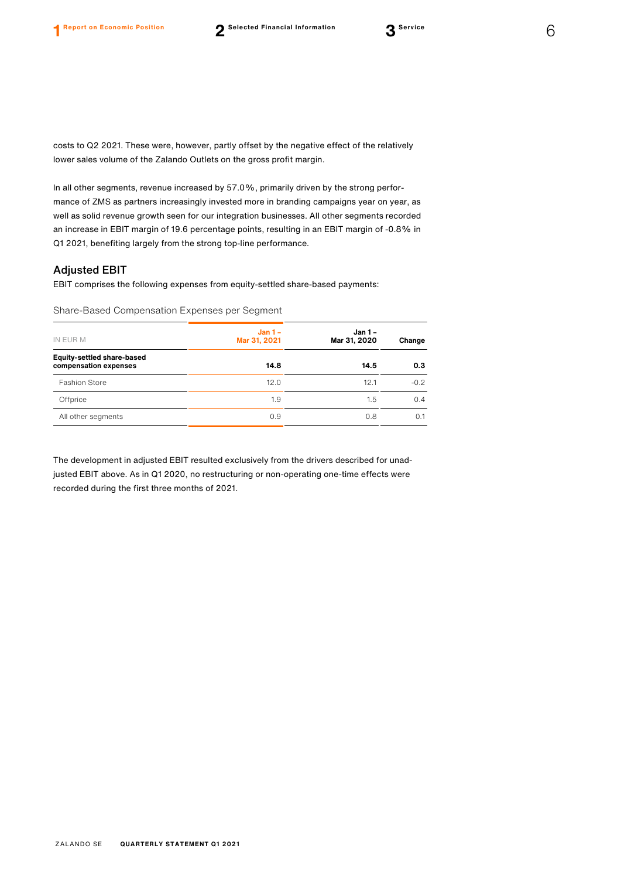costs to Q2 2021. These were, however, partly offset by the negative effect of the relatively lower sales volume of the Zalando Outlets on the gross profit margin.

In all other segments, revenue increased by 57.0%, primarily driven by the strong performance of ZMS as partners increasingly invested more in branding campaigns year on year, as well as solid revenue growth seen for our integration businesses. All other segments recorded an increase in EBIT margin of 19.6 percentage points, resulting in an EBIT margin of -0.8% in Q1 2021, benefiting largely from the strong top-line performance.

## Adjusted EBIT

EBIT comprises the following expenses from equity-settled share-based payments:

Share-Based Compensation Expenses per Segment

| IN EUR M | Jan 1 – Mar 31, 2021 | Jan 1 – Mar 31, 2020 | Change |
|---|---|---|---|
| **Equity-settled share-based compensation expenses** | **14.8** | **14.5** | **0.3** |
| Fashion Store | 12.0 | 12.1 | -0.2 |
| Offprice | 1.9 | 1.5 | 0.4 |
| All other segments | 0.9 | 0.8 | 0.1 |

The development in adjusted EBIT resulted exclusively from the drivers described for unadjusted EBIT above. As in Q1 2020, no restructuring or non-operating one-time effects were recorded during the first three months of 2021.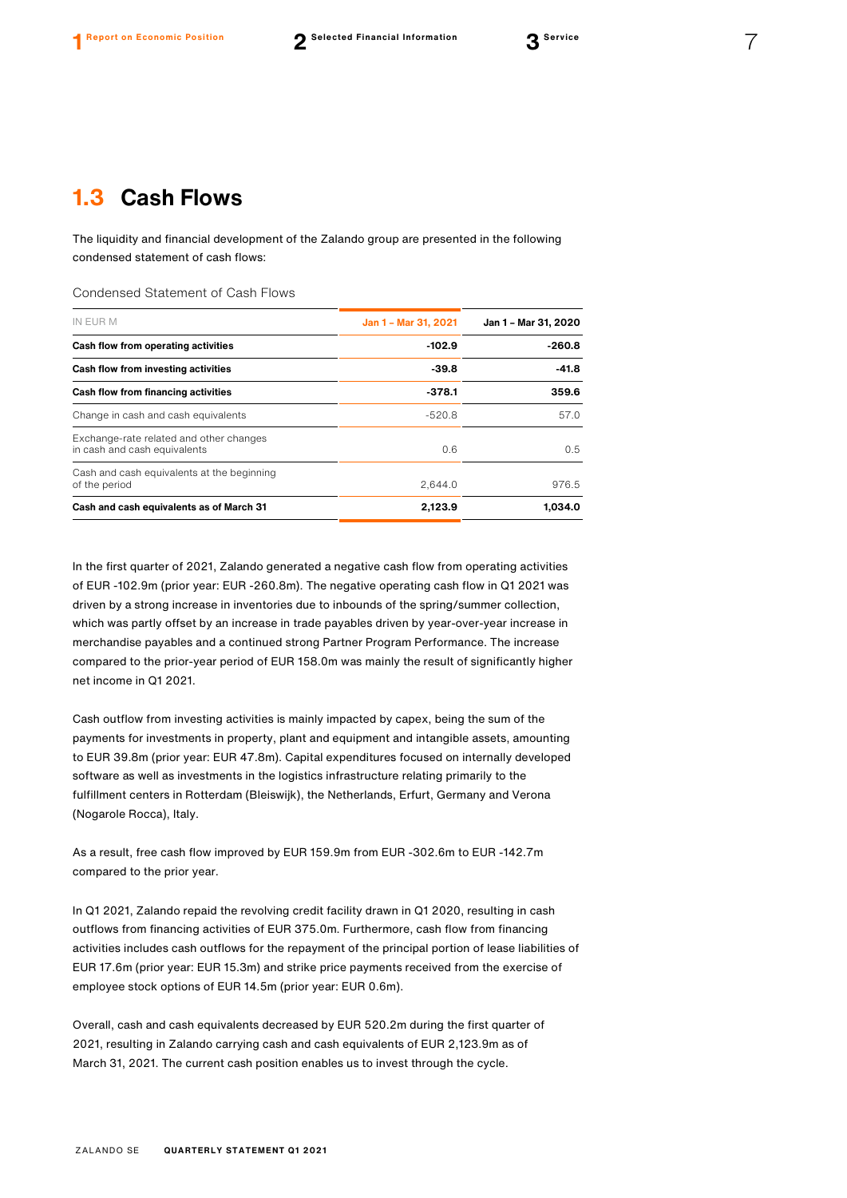## 1.3 Cash Flows

The liquidity and financial development of the Zalando group are presented in the following condensed statement of cash flows:

Condensed Statement of Cash Flows

| IN EUR M | Jan 1 – Mar 31, 2021 | Jan 1 – Mar 31, 2020 |
|---|---|---|
| **Cash flow from operating activities** | **-102.9** | **-260.8** |
| **Cash flow from investing activities** | **-39.8** | **-41.8** |
| **Cash flow from financing activities** | **-378.1** | **359.6** |
| Change in cash and cash equivalents | -520.8 | 57.0 |
| Exchange-rate related and other changes in cash and cash equivalents | 0.6 | 0.5 |
| Cash and cash equivalents at the beginning of the period | 2,644.0 | 976.5 |
| **Cash and cash equivalents as of March 31** | **2,123.9** | **1,034.0** |

In the first quarter of 2021, Zalando generated a negative cash flow from operating activities of EUR -102.9m (prior year: EUR -260.8m). The negative operating cash flow in Q1 2021 was driven by a strong increase in inventories due to inbounds of the spring/summer collection, which was partly offset by an increase in trade payables driven by year-over-year increase in merchandise payables and a continued strong Partner Program Performance. The increase compared to the prior-year period of EUR 158.0m was mainly the result of significantly higher net income in Q1 2021.

Cash outflow from investing activities is mainly impacted by capex, being the sum of the payments for investments in property, plant and equipment and intangible assets, amounting to EUR 39.8m (prior year: EUR 47.8m). Capital expenditures focused on internally developed software as well as investments in the logistics infrastructure relating primarily to the fulfillment centers in Rotterdam (Bleiswijk), the Netherlands, Erfurt, Germany and Verona (Nogarole Rocca), Italy.

As a result, free cash flow improved by EUR 159.9m from EUR -302.6m to EUR -142.7m compared to the prior year.

In Q1 2021, Zalando repaid the revolving credit facility drawn in Q1 2020, resulting in cash outflows from financing activities of EUR 375.0m. Furthermore, cash flow from financing activities includes cash outflows for the repayment of the principal portion of lease liabilities of EUR 17.6m (prior year: EUR 15.3m) and strike price payments received from the exercise of employee stock options of EUR 14.5m (prior year: EUR 0.6m).

Overall, cash and cash equivalents decreased by EUR 520.2m during the first quarter of 2021, resulting in Zalando carrying cash and cash equivalents of EUR 2,123.9m as of March 31, 2021. The current cash position enables us to invest through the cycle.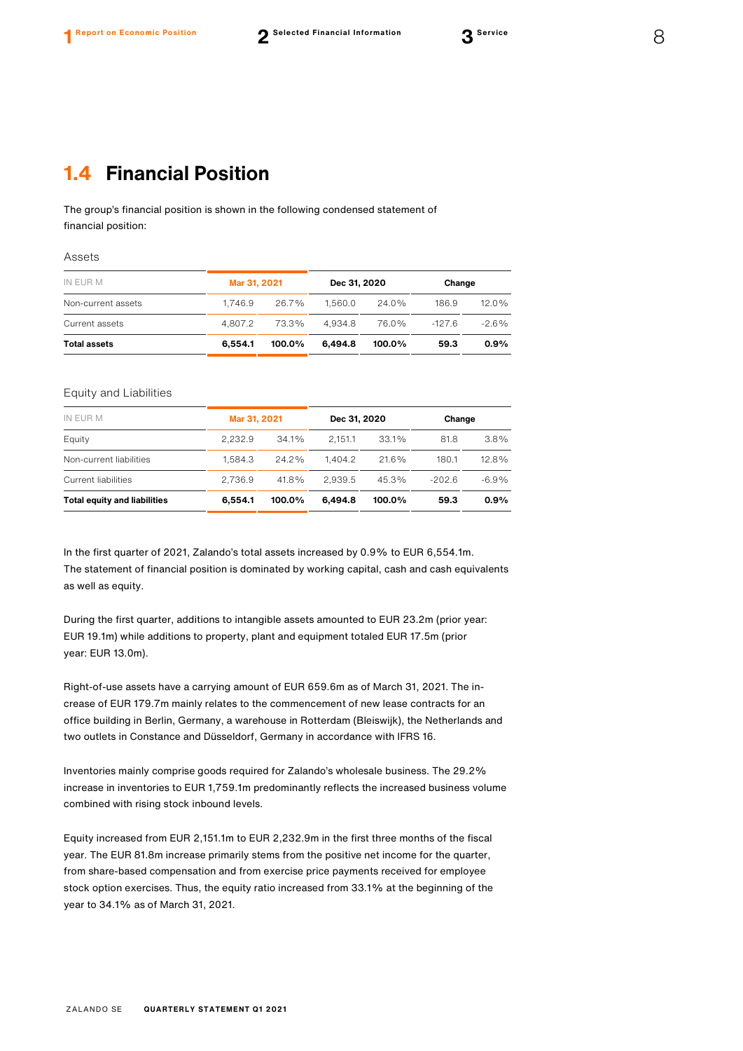## 1.4 Financial Position

The group's financial position is shown in the following condensed statement of financial position:

Assets

| IN EUR M | Mar 31, 2021 | | Dec 31, 2020 | | Change | |
|---|---|---|---|---|---|---|
| Non-current assets | 1,746.9 | 26.7% | 1,560.0 | 24.0% | 186.9 | 12.0% |
| Current assets | 4,807.2 | 73.3% | 4,934.8 | 76.0% | -127.6 | -2.6% |
| **Total assets** | **6,554.1** | **100.0%** | **6,494.8** | **100.0%** | **59.3** | **0.9%** |

Equity and Liabilities

| IN EUR M | Mar 31, 2021 | | Dec 31, 2020 | | Change | |
|---|---|---|---|---|---|---|
| Equity | 2,232.9 | 34.1% | 2,151.1 | 33.1% | 81.8 | 3.8% |
| Non-current liabilities | 1,584.3 | 24.2% | 1,404.2 | 21.6% | 180.1 | 12.8% |
| Current liabilities | 2,736.9 | 41.8% | 2,939.5 | 45.3% | -202.6 | -6.9% |
| **Total equity and liabilities** | **6,554.1** | **100.0%** | **6,494.8** | **100.0%** | **59.3** | **0.9%** |

In the first quarter of 2021, Zalando's total assets increased by 0.9% to EUR 6,554.1m. The statement of financial position is dominated by working capital, cash and cash equivalents as well as equity.

During the first quarter, additions to intangible assets amounted to EUR 23.2m (prior year: EUR 19.1m) while additions to property, plant and equipment totaled EUR 17.5m (prior year: EUR 13.0m).

Right-of-use assets have a carrying amount of EUR 659.6m as of March 31, 2021. The increase of EUR 179.7m mainly relates to the commencement of new lease contracts for an office building in Berlin, Germany, a warehouse in Rotterdam (Bleiswijk), the Netherlands and two outlets in Constance and Düsseldorf, Germany in accordance with IFRS 16.

Inventories mainly comprise goods required for Zalando's wholesale business. The 29.2% increase in inventories to EUR 1,759.1m predominantly reflects the increased business volume combined with rising stock inbound levels.

Equity increased from EUR 2,151.1m to EUR 2,232.9m in the first three months of the fiscal year. The EUR 81.8m increase primarily stems from the positive net income for the quarter, from share-based compensation and from exercise price payments received for employee stock option exercises. Thus, the equity ratio increased from 33.1% at the beginning of the year to 34.1% as of March 31, 2021.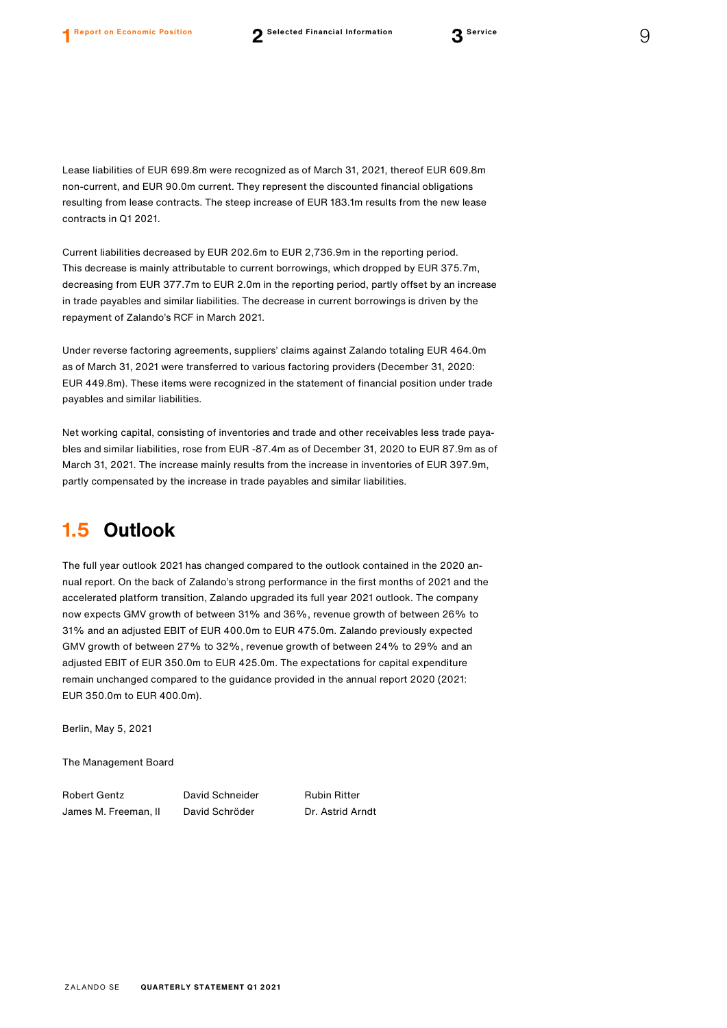Lease liabilities of EUR 699.8m were recognized as of March 31, 2021, thereof EUR 609.8m non-current, and EUR 90.0m current. They represent the discounted financial obligations resulting from lease contracts. The steep increase of EUR 183.1m results from the new lease contracts in Q1 2021.

Current liabilities decreased by EUR 202.6m to EUR 2,736.9m in the reporting period. This decrease is mainly attributable to current borrowings, which dropped by EUR 375.7m, decreasing from EUR 377.7m to EUR 2.0m in the reporting period, partly offset by an increase in trade payables and similar liabilities. The decrease in current borrowings is driven by the repayment of Zalando's RCF in March 2021.

Under reverse factoring agreements, suppliers' claims against Zalando totaling EUR 464.0m as of March 31, 2021 were transferred to various factoring providers (December 31, 2020: EUR 449.8m). These items were recognized in the statement of financial position under trade payables and similar liabilities.

Net working capital, consisting of inventories and trade and other receivables less trade payables and similar liabilities, rose from EUR -87.4m as of December 31, 2020 to EUR 87.9m as of March 31, 2021. The increase mainly results from the increase in inventories of EUR 397.9m, partly compensated by the increase in trade payables and similar liabilities.

## 1.5 Outlook

The full year outlook 2021 has changed compared to the outlook contained in the 2020 annual report. On the back of Zalando's strong performance in the first months of 2021 and the accelerated platform transition, Zalando upgraded its full year 2021 outlook. The company now expects GMV growth of between 31% and 36%, revenue growth of between 26% to 31% and an adjusted EBIT of EUR 400.0m to EUR 475.0m. Zalando previously expected GMV growth of between 27% to 32%, revenue growth of between 24% to 29% and an adjusted EBIT of EUR 350.0m to EUR 425.0m. The expectations for capital expenditure remain unchanged compared to the guidance provided in the annual report 2020 (2021: EUR 350.0m to EUR 400.0m).

Berlin, May 5, 2021

The Management Board

| | | |
|---|---|---|
| Robert Gentz | David Schneider | Rubin Ritter |
| James M. Freeman, II | David Schröder | Dr. Astrid Arndt |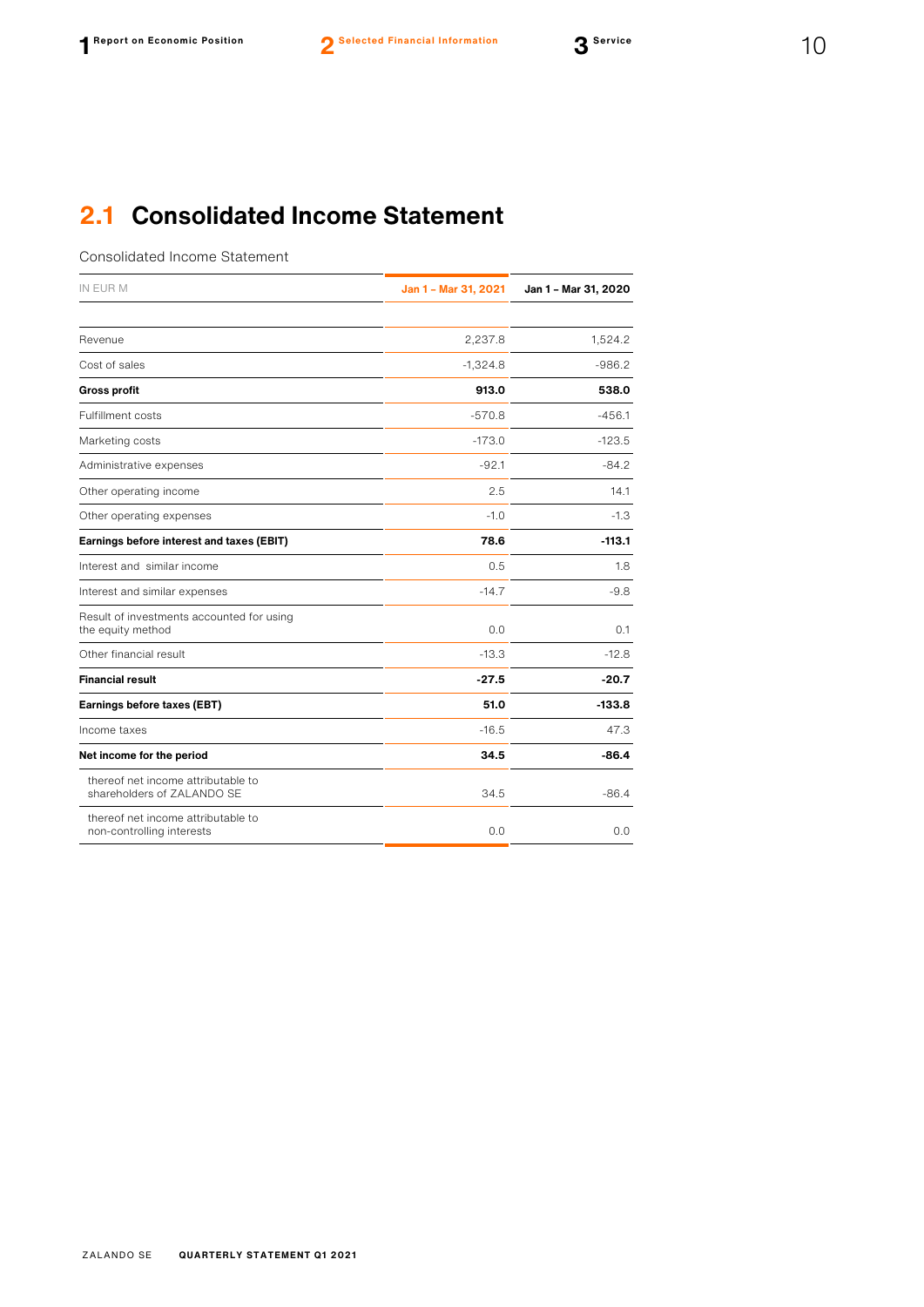## 2.1 Consolidated Income Statement

Consolidated Income Statement

| IN EUR M | Jan 1 – Mar 31, 2021 | Jan 1 – Mar 31, 2020 |
|---|---|---|
| Revenue | 2,237.8 | 1,524.2 |
| Cost of sales | -1,324.8 | -986.2 |
| **Gross profit** | **913.0** | **538.0** |
| Fulfillment costs | -570.8 | -456.1 |
| Marketing costs | -173.0 | -123.5 |
| Administrative expenses | -92.1 | -84.2 |
| Other operating income | 2.5 | 14.1 |
| Other operating expenses | -1.0 | -1.3 |
| **Earnings before interest and taxes (EBIT)** | **78.6** | **-113.1** |
| Interest and similar income | 0.5 | 1.8 |
| Interest and similar expenses | -14.7 | -9.8 |
| Result of investments accounted for using the equity method | 0.0 | 0.1 |
| Other financial result | -13.3 | -12.8 |
| **Financial result** | **-27.5** | **-20.7** |
| **Earnings before taxes (EBT)** | **51.0** | **-133.8** |
| Income taxes | -16.5 | 47.3 |
| **Net income for the period** | **34.5** | **-86.4** |
| thereof net income attributable to shareholders of ZALANDO SE | 34.5 | -86.4 |
| thereof net income attributable to non-controlling interests | 0.0 | 0.0 |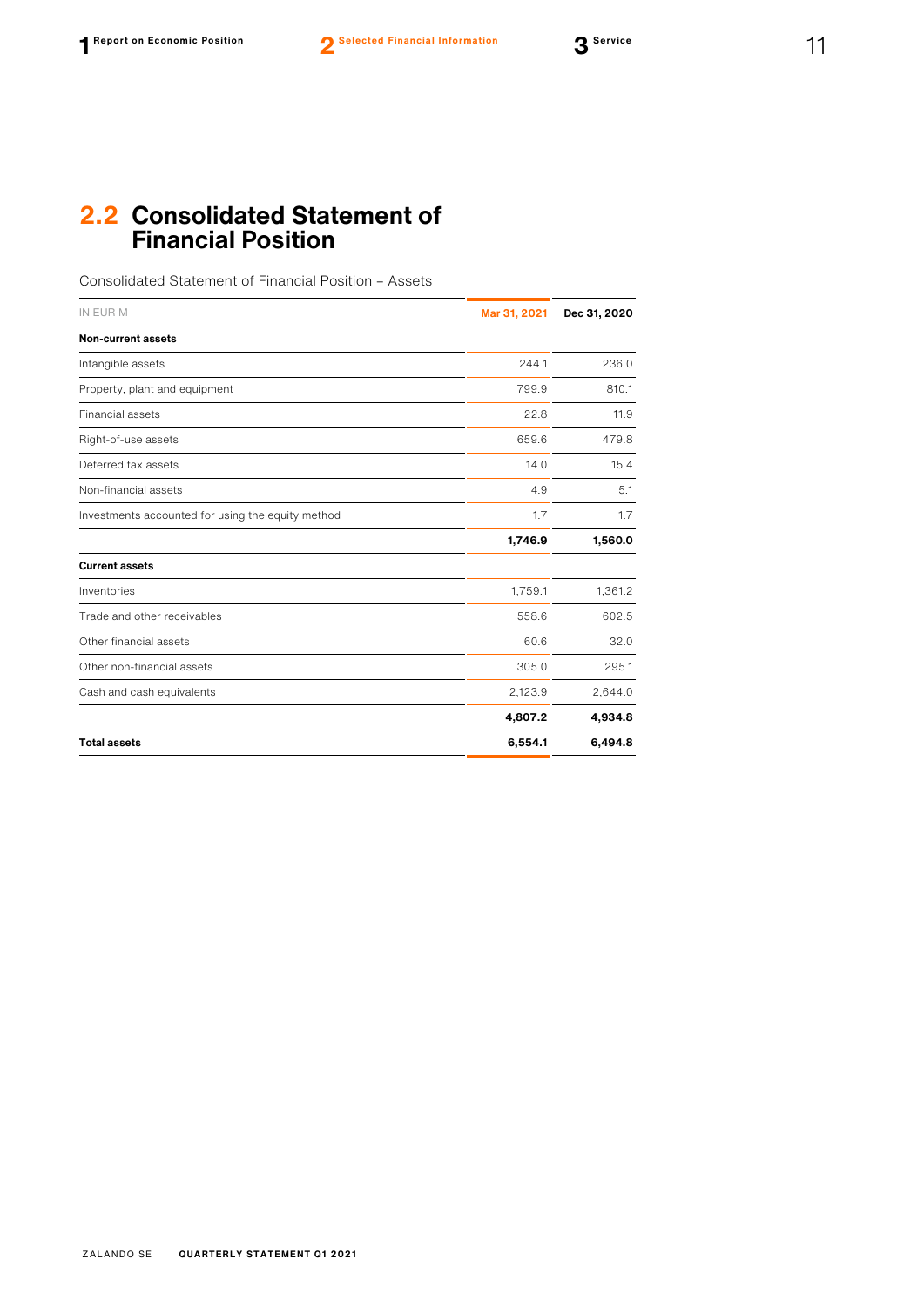## 2.2 Consolidated Statement of Financial Position

Consolidated Statement of Financial Position – Assets

| IN EUR M | Mar 31, 2021 | Dec 31, 2020 |
|---|---|---|
| **Non-current assets** | | |
| Intangible assets | 244.1 | 236.0 |
| Property, plant and equipment | 799.9 | 810.1 |
| Financial assets | 22.8 | 11.9 |
| Right-of-use assets | 659.6 | 479.8 |
| Deferred tax assets | 14.0 | 15.4 |
| Non-financial assets | 4.9 | 5.1 |
| Investments accounted for using the equity method | 1.7 | 1.7 |
| | **1,746.9** | **1,560.0** |
| **Current assets** | | |
| Inventories | 1,759.1 | 1,361.2 |
| Trade and other receivables | 558.6 | 602.5 |
| Other financial assets | 60.6 | 32.0 |
| Other non-financial assets | 305.0 | 295.1 |
| Cash and cash equivalents | 2,123.9 | 2,644.0 |
| | **4,807.2** | **4,934.8** |
| **Total assets** | **6,554.1** | **6,494.8** |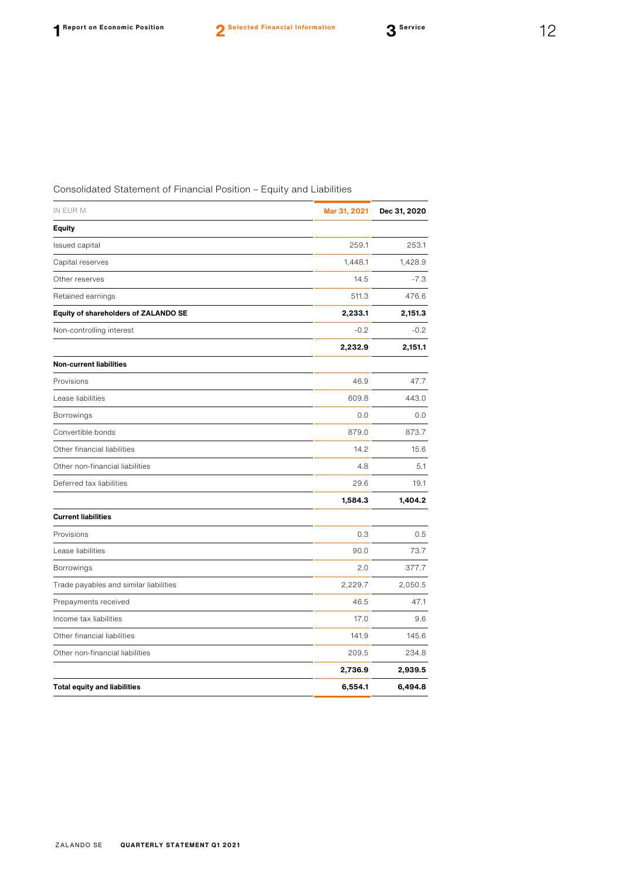## Consolidated Statement of Financial Position – Equity and Liabilities

| IN EUR M | Mar 31, 2021 | Dec 31, 2020 |
|---|---|---|
| **Equity** | | |
| Issued capital | 259.1 | 253.1 |
| Capital reserves | 1,448.1 | 1,428.9 |
| Other reserves | 14.5 | -7.3 |
| Retained earnings | 511.3 | 476.6 |
| **Equity of shareholders of ZALANDO SE** | **2,233.1** | **2,151.3** |
| Non-controlling interest | -0.2 | -0.2 |
| | **2,232.9** | **2,151.1** |
| **Non-current liabilities** | | |
| Provisions | 46.9 | 47.7 |
| Lease liabilities | 609.8 | 443.0 |
| Borrowings | 0.0 | 0.0 |
| Convertible bonds | 879.0 | 873.7 |
| Other financial liabilities | 14.2 | 15.6 |
| Other non-financial liabilities | 4.8 | 5.1 |
| Deferred tax liabilities | 29.6 | 19.1 |
| | **1,584.3** | **1,404.2** |
| **Current liabilities** | | |
| Provisions | 0.3 | 0.5 |
| Lease liabilities | 90.0 | 73.7 |
| Borrowings | 2.0 | 377.7 |
| Trade payables and similar liabilities | 2,229.7 | 2,050.5 |
| Prepayments received | 46.5 | 47.1 |
| Income tax liabilities | 17.0 | 9.6 |
| Other financial liabilities | 141.9 | 145.6 |
| Other non-financial liabilities | 209.5 | 234.8 |
| | **2,736.9** | **2,939.5** |
| **Total equity and liabilities** | **6,554.1** | **6,494.8** |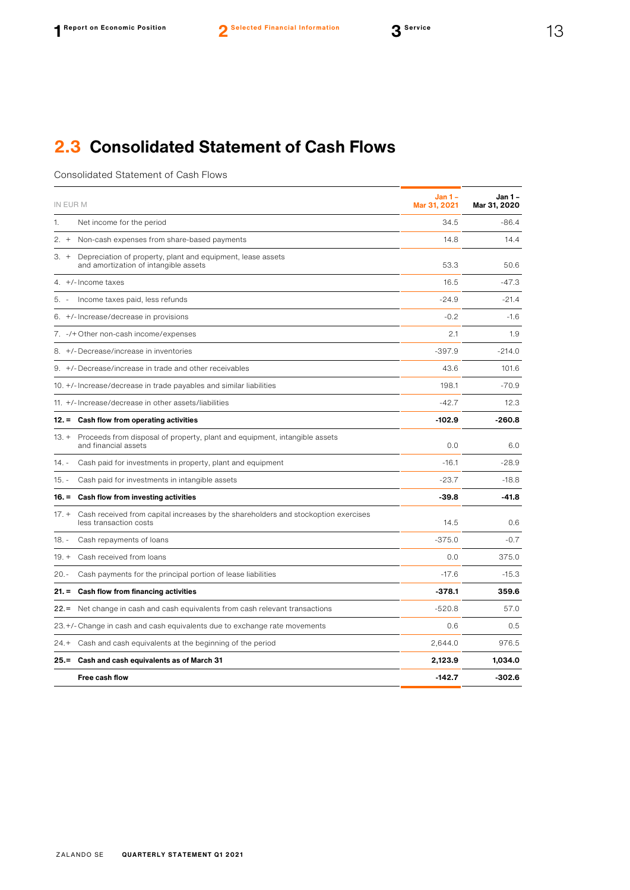## 2.3 Consolidated Statement of Cash Flows

Consolidated Statement of Cash Flows

| IN EUR M | | Jan 1 – Mar 31, 2021 | Jan 1 – Mar 31, 2020 |
|---|---|---|---|
| 1. | Net income for the period | 34.5 | -86.4 |
| 2. + | Non-cash expenses from share-based payments | 14.8 | 14.4 |
| 3. + | Depreciation of property, plant and equipment, lease assets and amortization of intangible assets | 53.3 | 50.6 |
| 4. +/- | Income taxes | 16.5 | -47.3 |
| 5. - | Income taxes paid, less refunds | -24.9 | -21.4 |
| 6. +/- | Increase/decrease in provisions | -0.2 | -1.6 |
| 7. -/+ | Other non-cash income/expenses | 2.1 | 1.9 |
| 8. +/- | Decrease/increase in inventories | -397.9 | -214.0 |
| 9. +/- | Decrease/increase in trade and other receivables | 43.6 | 101.6 |
| 10. +/- | Increase/decrease in trade payables and similar liabilities | 198.1 | -70.9 |
| 11. +/- | Increase/decrease in other assets/liabilities | -42.7 | 12.3 |
| **12. =** | **Cash flow from operating activities** | **-102.9** | **-260.8** |
| 13. + | Proceeds from disposal of property, plant and equipment, intangible assets and financial assets | 0.0 | 6.0 |
| 14. - | Cash paid for investments in property, plant and equipment | -16.1 | -28.9 |
| 15. - | Cash paid for investments in intangible assets | -23.7 | -18.8 |
| **16. =** | **Cash flow from investing activities** | **-39.8** | **-41.8** |
| 17. + | Cash received from capital increases by the shareholders and stockoption exercises less transaction costs | 14.5 | 0.6 |
| 18. - | Cash repayments of loans | -375.0 | -0.7 |
| 19. + | Cash received from loans | 0.0 | 375.0 |
| 20.- | Cash payments for the principal portion of lease liabilities | -17.6 | -15.3 |
| **21. =** | **Cash flow from financing activities** | **-378.1** | **359.6** |
| **22.=** | Net change in cash and cash equivalents from cash relevant transactions | -520.8 | 57.0 |
| 23.+/- | Change in cash and cash equivalents due to exchange rate movements | 0.6 | 0.5 |
| 24.+ | Cash and cash equivalents at the beginning of the period | 2,644.0 | 976.5 |
| **25.=** | **Cash and cash equivalents as of March 31** | **2,123.9** | **1,034.0** |
| | **Free cash flow** | **-142.7** | **-302.6** |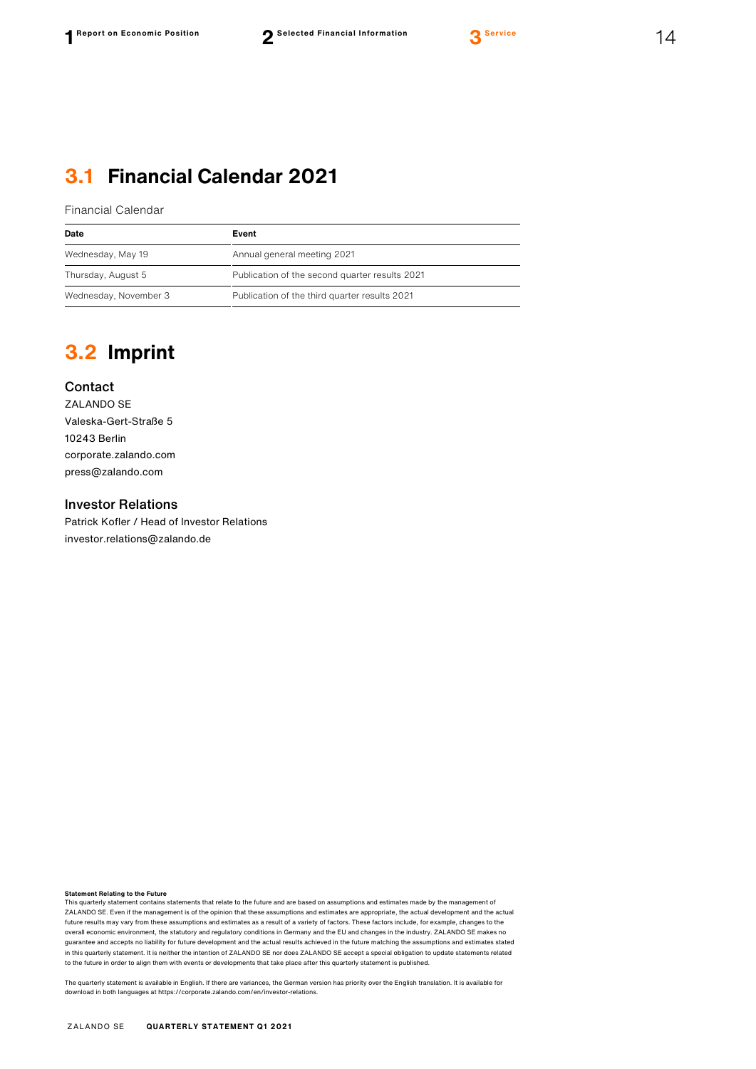## 3.1 Financial Calendar 2021

Financial Calendar

| Date | Event |
|---|---|
| Wednesday, May 19 | Annual general meeting 2021 |
| Thursday, August 5 | Publication of the second quarter results 2021 |
| Wednesday, November 3 | Publication of the third quarter results 2021 |

## 3.2 Imprint

### Contact

ZALANDO SE
Valeska-Gert-Straße 5
10243 Berlin
corporate.zalando.com
press@zalando.com

### Investor Relations

Patrick Kofler / Head of Investor Relations
investor.relations@zalando.de

**Statement Relating to the Future**
This quarterly statement contains statements that relate to the future and are based on assumptions and estimates made by the management of ZALANDO SE. Even if the management is of the opinion that these assumptions and estimates are appropriate, the actual development and the actual future results may vary from these assumptions and estimates as a result of a variety of factors. These factors include, for example, changes to the overall economic environment, the statutory and regulatory conditions in Germany and the EU and changes in the industry. ZALANDO SE makes no guarantee and accepts no liability for future development and the actual results achieved in the future matching the assumptions and estimates stated in this quarterly statement. It is neither the intention of ZALANDO SE nor does ZALANDO SE accept a special obligation to update statements related to the future in order to align them with events or developments that take place after this quarterly statement is published.

The quarterly statement is available in English. If there are variances, the German version has priority over the English translation. It is available for download in both languages at https://corporate.zalando.com/en/investor-relations.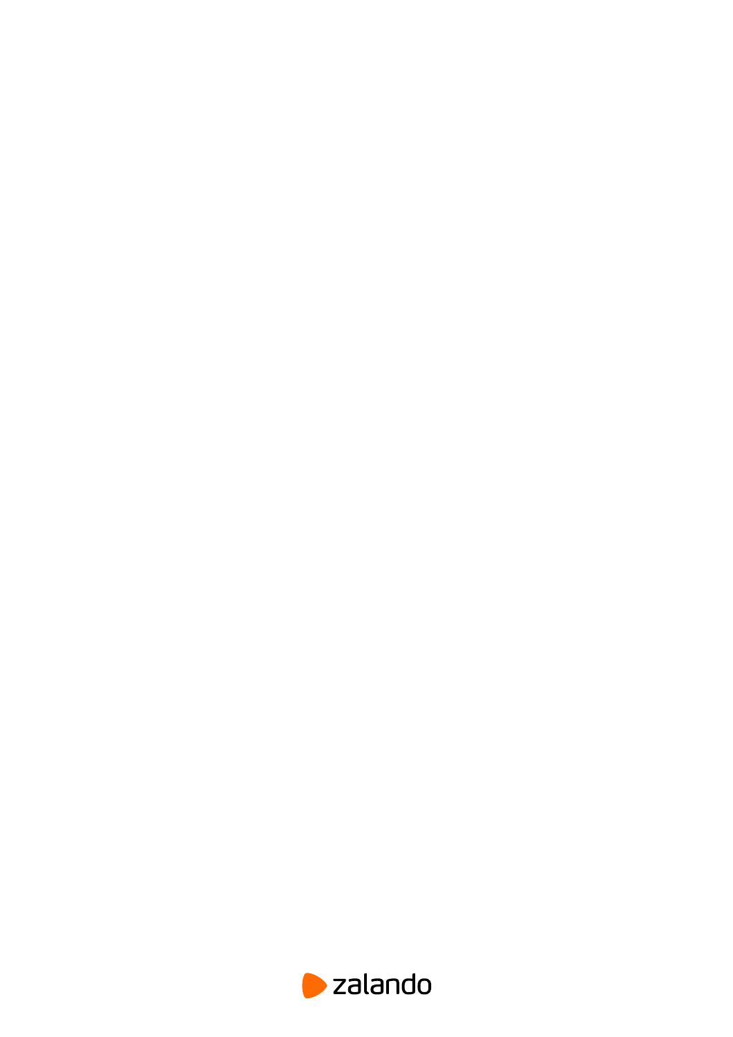zalando